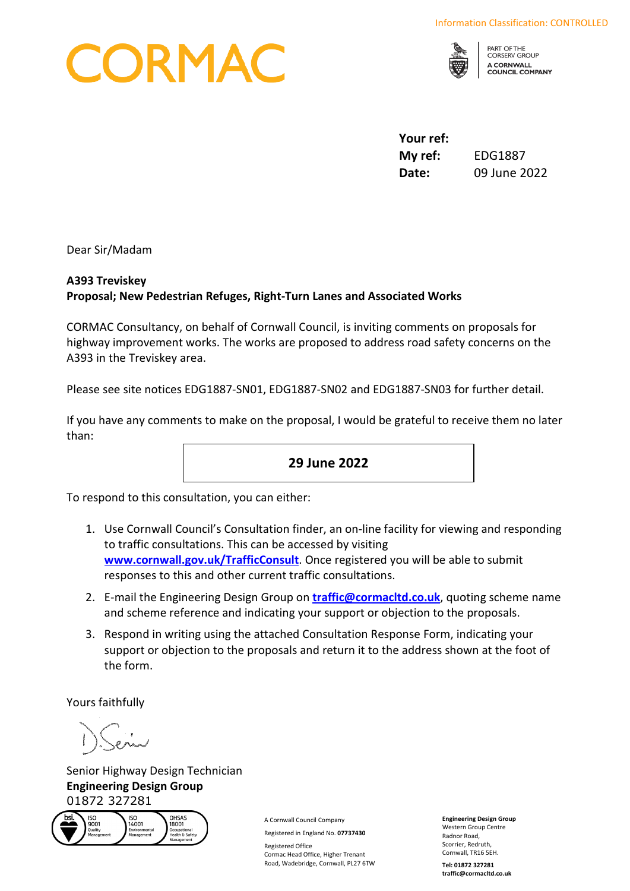Information Classification: CONTROLLED

CORMAC

PART OF THE CORSERV GROUP
A CORNWALL COUNCIL COMPANY

| | |
|---|---|
| **Your ref:** | |
| **My ref:** | EDG1887 |
| **Date:** | 09 June 2022 |

Dear Sir/Madam

**A393 Treviskey**
**Proposal; New Pedestrian Refuges, Right-Turn Lanes and Associated Works**

CORMAC Consultancy, on behalf of Cornwall Council, is inviting comments on proposals for highway improvement works. The works are proposed to address road safety concerns on the A393 in the Treviskey area.

Please see site notices EDG1887-SN01, EDG1887-SN02 and EDG1887-SN03 for further detail.

If you have any comments to make on the proposal, I would be grateful to receive them no later than:

**29 June 2022**

To respond to this consultation, you can either:

1. Use Cornwall Council's Consultation finder, an on-line facility for viewing and responding to traffic consultations. This can be accessed by visiting **www.cornwall.gov.uk/TrafficConsult**. Once registered you will be able to submit responses to this and other current traffic consultations.
2. E-mail the Engineering Design Group on **traffic@cormacltd.co.uk**, quoting scheme name and scheme reference and indicating your support or objection to the proposals.
3. Respond in writing using the attached Consultation Response Form, indicating your support or objection to the proposals and return it to the address shown at the foot of the form.

Yours faithfully

Senior Highway Design Technician
**Engineering Design Group**
01872 327281

ISO 9001 Quality Management | ISO 14001 Environmental Management | OHSAS 18001 Occupational Health & Safety Management

A Cornwall Council Company
Registered in England No. **07737430**
Registered Office
Cormac Head Office, Higher Trenant Road, Wadebridge, Cornwall, PL27 6TW

**Engineering Design Group**
Western Group Centre
Radnor Road,
Scorrier, Redruth,
Cornwall, TR16 5EH.
**Tel: 01872 327281**
**traffic@cormacltd.co.uk**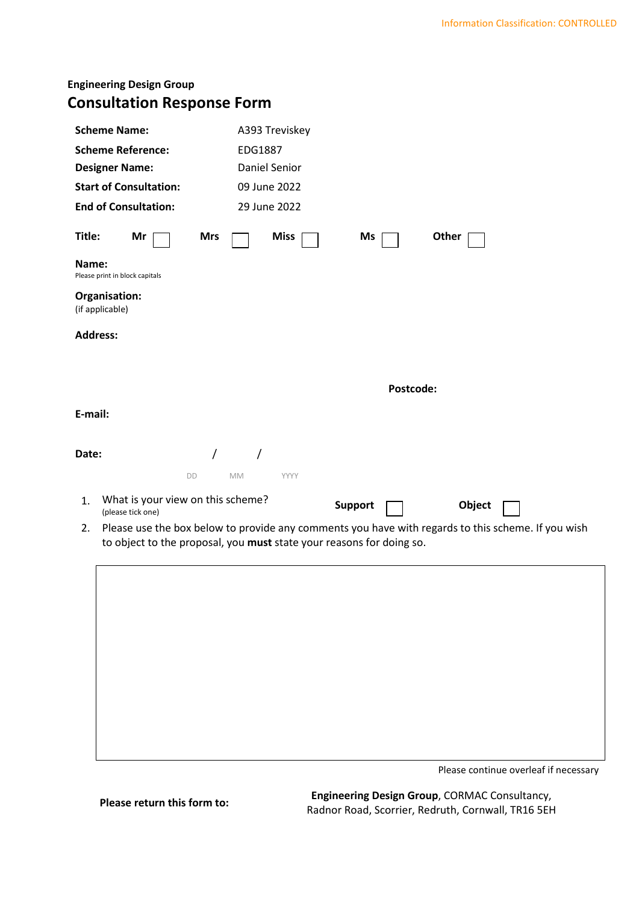Information Classification: CONTROLLED

**Engineering Design Group**

# Consultation Response Form

| | |
|---|---|
| **Scheme Name:** | A393 Treviskey |
| **Scheme Reference:** | EDG1887 |
| **Designer Name:** | Daniel Senior |
| **Start of Consultation:** | 09 June 2022 |
| **End of Consultation:** | 29 June 2022 |

**Title:** **Mr** ☐ **Mrs** ☐ **Miss** ☐ **Ms** ☐ **Other** ☐

**Name:**
Please print in block capitals

**Organisation:**
(if applicable)

**Address:**

**Postcode:**

**E-mail:**

**Date:** / /
DD MM YYYY

1. What is your view on this scheme? (please tick one) **Support** ☐ **Object** ☐
2. Please use the box below to provide any comments you have with regards to this scheme. If you wish to object to the proposal, you **must** state your reasons for doing so.

Please continue overleaf if necessary

**Please return this form to:** **Engineering Design Group**, CORMAC Consultancy, Radnor Road, Scorrier, Redruth, Cornwall, TR16 5EH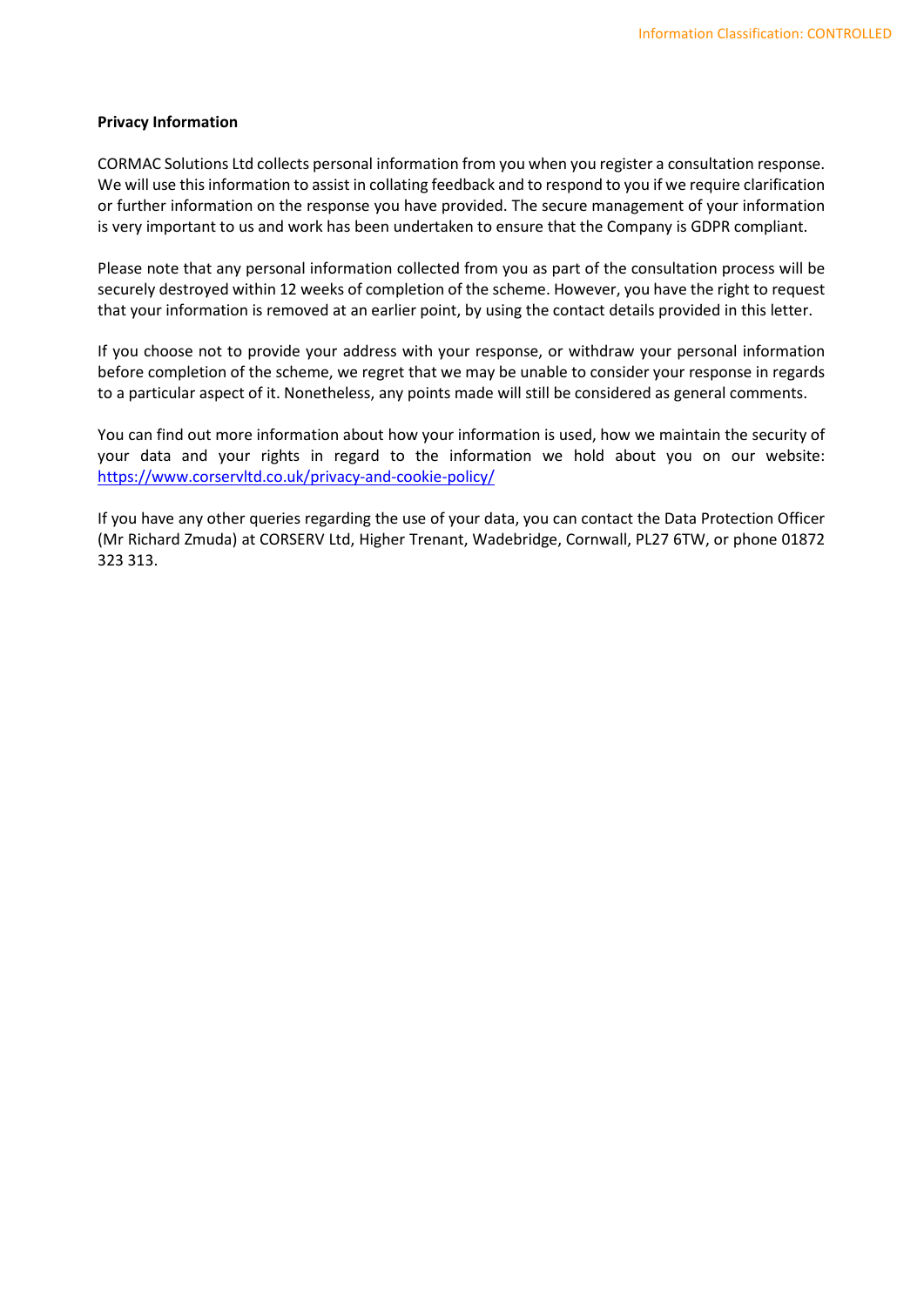**Privacy Information**

CORMAC Solutions Ltd collects personal information from you when you register a consultation response. We will use this information to assist in collating feedback and to respond to you if we require clarification or further information on the response you have provided. The secure management of your information is very important to us and work has been undertaken to ensure that the Company is GDPR compliant.

Please note that any personal information collected from you as part of the consultation process will be securely destroyed within 12 weeks of completion of the scheme. However, you have the right to request that your information is removed at an earlier point, by using the contact details provided in this letter.

If you choose not to provide your address with your response, or withdraw your personal information before completion of the scheme, we regret that we may be unable to consider your response in regards to a particular aspect of it. Nonetheless, any points made will still be considered as general comments.

You can find out more information about how your information is used, how we maintain the security of your data and your rights in regard to the information we hold about you on our website: https://www.corservltd.co.uk/privacy-and-cookie-policy/

If you have any other queries regarding the use of your data, you can contact the Data Protection Officer (Mr Richard Zmuda) at CORSERV Ltd, Higher Trenant, Wadebridge, Cornwall, PL27 6TW, or phone 01872 323 313.